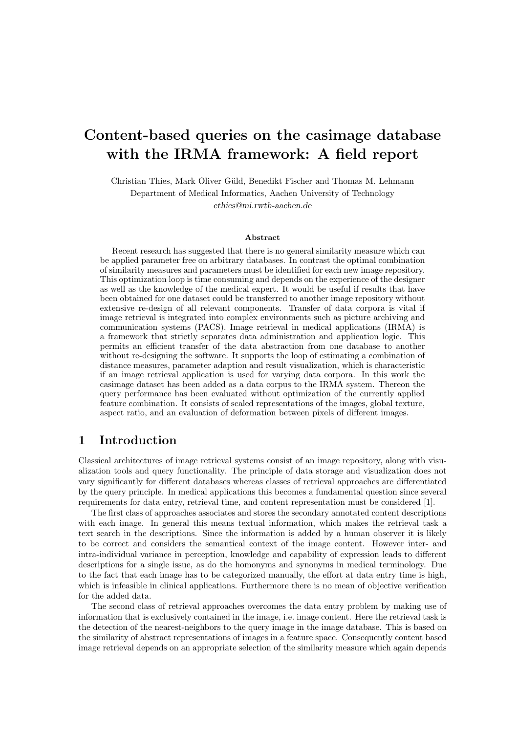# Content-based queries on the casimage database with the IRMA framework: A field report

Christian Thies, Mark Oliver Güld, Benedikt Fischer and Thomas M. Lehmann
Department of Medical Informatics, Aachen University of Technology
*cthies@mi.rwth-aachen.de*

### Abstract

Recent research has suggested that there is no general similarity measure which can be applied parameter free on arbitrary databases. In contrast the optimal combination of similarity measures and parameters must be identified for each new image repository. This optimization loop is time consuming and depends on the experience of the designer as well as the knowledge of the medical expert. It would be useful if results that have been obtained for one dataset could be transferred to another image repository without extensive re-design of all relevant components. Transfer of data corpora is vital if image retrieval is integrated into complex environments such as picture archiving and communication systems (PACS). Image retrieval in medical applications (IRMA) is a framework that strictly separates data administration and application logic. This permits an efficient transfer of the data abstraction from one database to another without re-designing the software. It supports the loop of estimating a combination of distance measures, parameter adaption and result visualization, which is characteristic if an image retrieval application is used for varying data corpora. In this work the casimage dataset has been added as a data corpus to the IRMA system. Thereon the query performance has been evaluated without optimization of the currently applied feature combination. It consists of scaled representations of the images, global texture, aspect ratio, and an evaluation of deformation between pixels of different images.

## 1 Introduction

Classical architectures of image retrieval systems consist of an image repository, along with visualization tools and query functionality. The principle of data storage and visualization does not vary significantly for different databases whereas classes of retrieval approaches are differentiated by the query principle. In medical applications this becomes a fundamental question since several requirements for data entry, retrieval time, and content representation must be considered [1].

The first class of approaches associates and stores the secondary annotated content descriptions with each image. In general this means textual information, which makes the retrieval task a text search in the descriptions. Since the information is added by a human observer it is likely to be correct and considers the semantical context of the image content. However inter- and intra-individual variance in perception, knowledge and capability of expression leads to different descriptions for a single issue, as do the homonyms and synonyms in medical terminology. Due to the fact that each image has to be categorized manually, the effort at data entry time is high, which is infeasible in clinical applications. Furthermore there is no mean of objective verification for the added data.

The second class of retrieval approaches overcomes the data entry problem by making use of information that is exclusively contained in the image, i.e. image content. Here the retrieval task is the detection of the nearest-neighbors to the query image in the image database. This is based on the similarity of abstract representations of images in a feature space. Consequently content based image retrieval depends on an appropriate selection of the similarity measure which again depends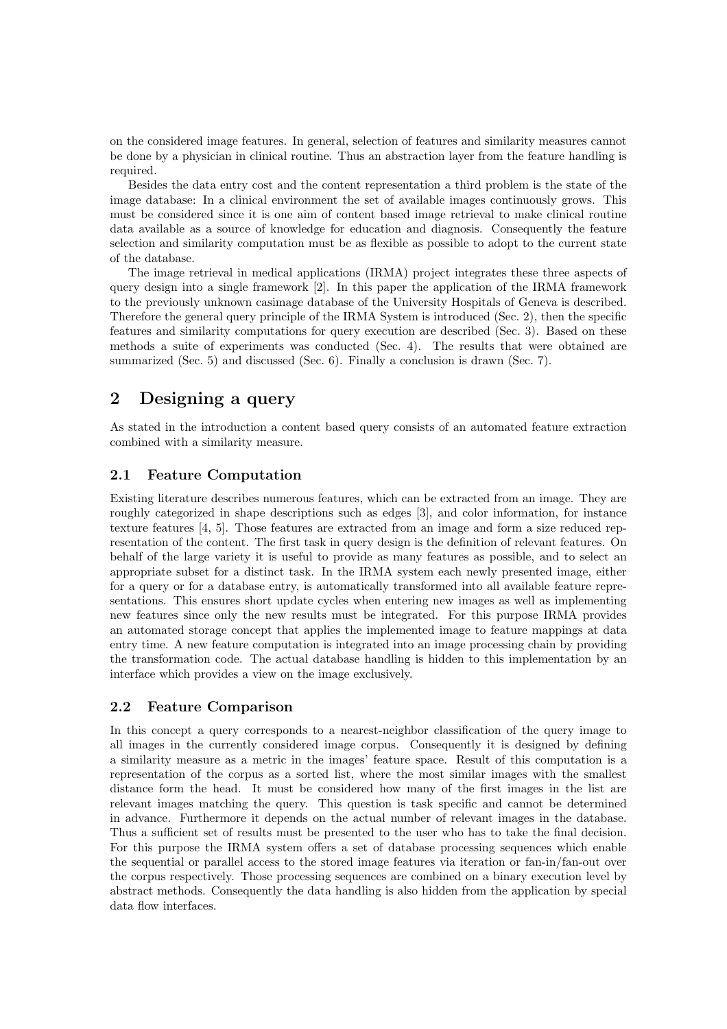on the considered image features. In general, selection of features and similarity measures cannot be done by a physician in clinical routine. Thus an abstraction layer from the feature handling is required.

Besides the data entry cost and the content representation a third problem is the state of the image database: In a clinical environment the set of available images continuously grows. This must be considered since it is one aim of content based image retrieval to make clinical routine data available as a source of knowledge for education and diagnosis. Consequently the feature selection and similarity computation must be as flexible as possible to adopt to the current state of the database.

The image retrieval in medical applications (IRMA) project integrates these three aspects of query design into a single framework [2]. In this paper the application of the IRMA framework to the previously unknown casimage database of the University Hospitals of Geneva is described. Therefore the general query principle of the IRMA System is introduced (Sec. 2), then the specific features and similarity computations for query execution are described (Sec. 3). Based on these methods a suite of experiments was conducted (Sec. 4). The results that were obtained are summarized (Sec. 5) and discussed (Sec. 6). Finally a conclusion is drawn (Sec. 7).

## 2 Designing a query

As stated in the introduction a content based query consists of an automated feature extraction combined with a similarity measure.

### 2.1 Feature Computation

Existing literature describes numerous features, which can be extracted from an image. They are roughly categorized in shape descriptions such as edges [3], and color information, for instance texture features [4, 5]. Those features are extracted from an image and form a size reduced representation of the content. The first task in query design is the definition of relevant features. On behalf of the large variety it is useful to provide as many features as possible, and to select an appropriate subset for a distinct task. In the IRMA system each newly presented image, either for a query or for a database entry, is automatically transformed into all available feature representations. This ensures short update cycles when entering new images as well as implementing new features since only the new results must be integrated. For this purpose IRMA provides an automated storage concept that applies the implemented image to feature mappings at data entry time. A new feature computation is integrated into an image processing chain by providing the transformation code. The actual database handling is hidden to this implementation by an interface which provides a view on the image exclusively.

### 2.2 Feature Comparison

In this concept a query corresponds to a nearest-neighbor classification of the query image to all images in the currently considered image corpus. Consequently it is designed by defining a similarity measure as a metric in the images' feature space. Result of this computation is a representation of the corpus as a sorted list, where the most similar images with the smallest distance form the head. It must be considered how many of the first images in the list are relevant images matching the query. This question is task specific and cannot be determined in advance. Furthermore it depends on the actual number of relevant images in the database. Thus a sufficient set of results must be presented to the user who has to take the final decision. For this purpose the IRMA system offers a set of database processing sequences which enable the sequential or parallel access to the stored image features via iteration or fan-in/fan-out over the corpus respectively. Those processing sequences are combined on a binary execution level by abstract methods. Consequently the data handling is also hidden from the application by special data flow interfaces.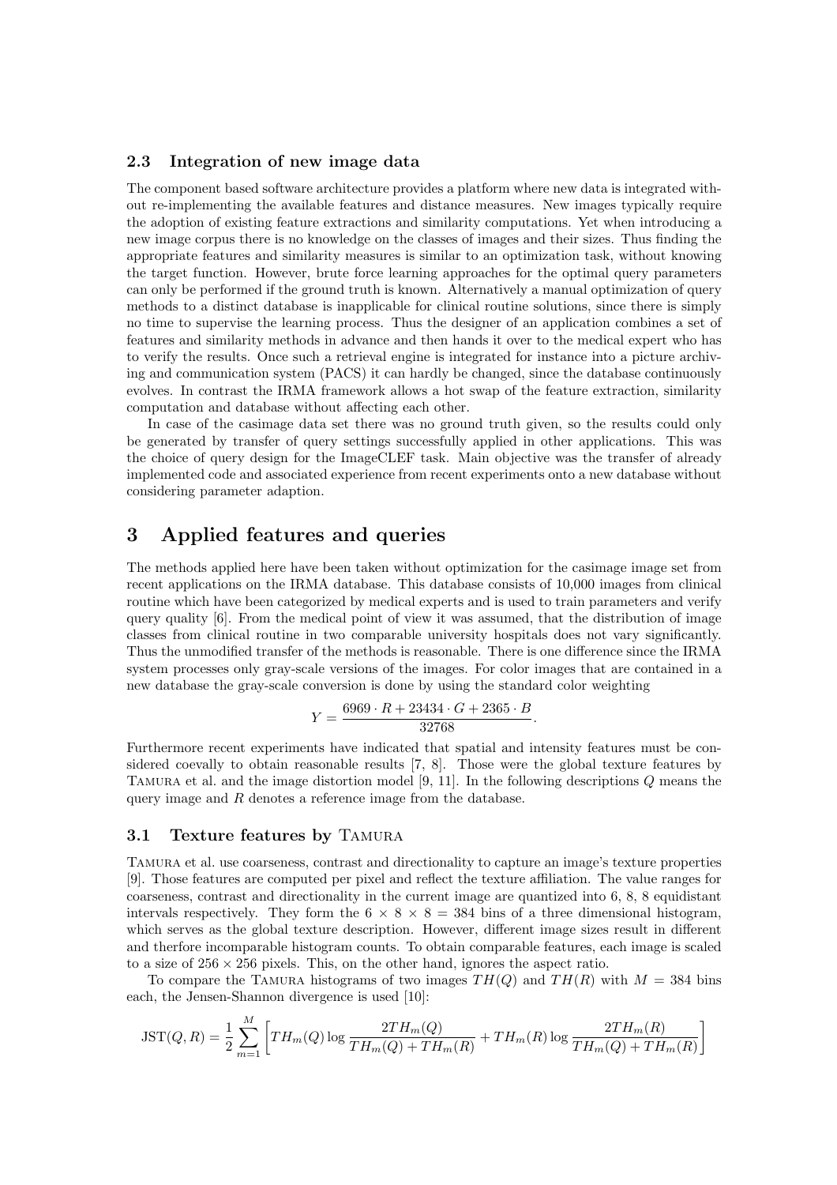### 2.3 Integration of new image data

The component based software architecture provides a platform where new data is integrated without re-implementing the available features and distance measures. New images typically require the adoption of existing feature extractions and similarity computations. Yet when introducing a new image corpus there is no knowledge on the classes of images and their sizes. Thus finding the appropriate features and similarity measures is similar to an optimization task, without knowing the target function. However, brute force learning approaches for the optimal query parameters can only be performed if the ground truth is known. Alternatively a manual optimization of query methods to a distinct database is inapplicable for clinical routine solutions, since there is simply no time to supervise the learning process. Thus the designer of an application combines a set of features and similarity methods in advance and then hands it over to the medical expert who has to verify the results. Once such a retrieval engine is integrated for instance into a picture archiving and communication system (PACS) it can hardly be changed, since the database continuously evolves. In contrast the IRMA framework allows a hot swap of the feature extraction, similarity computation and database without affecting each other.

In case of the casimage data set there was no ground truth given, so the results could only be generated by transfer of query settings successfully applied in other applications. This was the choice of query design for the ImageCLEF task. Main objective was the transfer of already implemented code and associated experience from recent experiments onto a new database without considering parameter adaption.

# 3 Applied features and queries

The methods applied here have been taken without optimization for the casimage image set from recent applications on the IRMA database. This database consists of 10,000 images from clinical routine which have been categorized by medical experts and is used to train parameters and verify query quality [6]. From the medical point of view it was assumed, that the distribution of image classes from clinical routine in two comparable university hospitals does not vary significantly. Thus the unmodified transfer of the methods is reasonable. There is one difference since the IRMA system processes only gray-scale versions of the images. For color images that are contained in a new database the gray-scale conversion is done by using the standard color weighting

$$Y = \frac{6969 \cdot R + 23434 \cdot G + 2365 \cdot B}{32768}.$$

Furthermore recent experiments have indicated that spatial and intensity features must be considered coevally to obtain reasonable results [7, 8]. Those were the global texture features by Tamura et al. and the image distortion model [9, 11]. In the following descriptions $Q$ means the query image and $R$ denotes a reference image from the database.

### 3.1 Texture features by Tamura

Tamura et al. use coarseness, contrast and directionality to capture an image's texture properties [9]. Those features are computed per pixel and reflect the texture affiliation. The value ranges for coarseness, contrast and directionality in the current image are quantized into 6, 8, 8 equidistant intervals respectively. They form the $6 \times 8 \times 8 = 384$ bins of a three dimensional histogram, which serves as the global texture description. However, different image sizes result in different and therfore incomparable histogram counts. To obtain comparable features, each image is scaled to a size of $256 \times 256$ pixels. This, on the other hand, ignores the aspect ratio.

To compare the Tamura histograms of two images $TH(Q)$ and $TH(R)$ with $M = 384$ bins each, the Jensen-Shannon divergence is used [10]:

$$\text{JST}(Q, R) = \frac{1}{2} \sum_{m=1}^{M} \left[ TH_m(Q) \log \frac{2TH_m(Q)}{TH_m(Q) + TH_m(R)} + TH_m(R) \log \frac{2TH_m(R)}{TH_m(Q) + TH_m(R)} \right]$$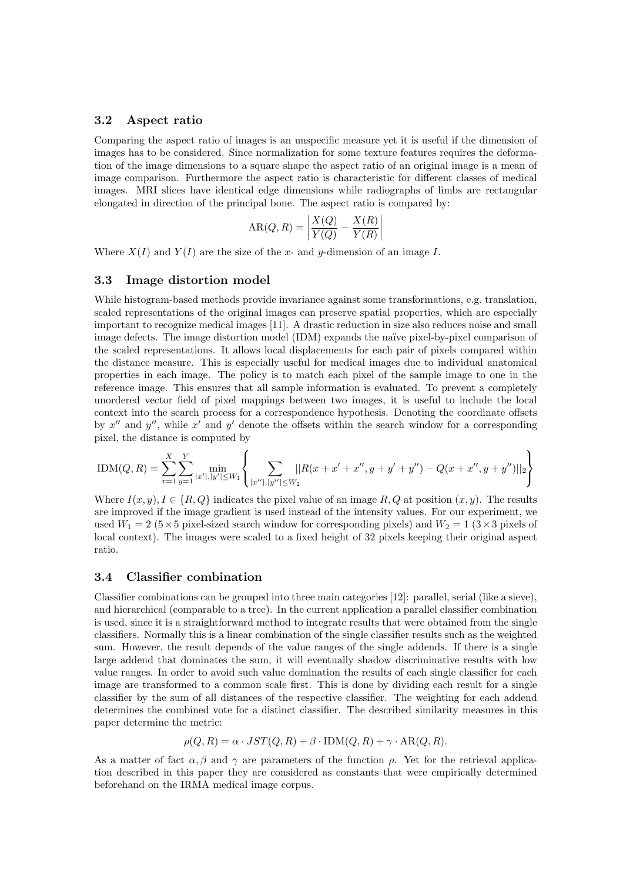### 3.2 Aspect ratio

Comparing the aspect ratio of images is an unspecific measure yet it is useful if the dimension of images has to be considered. Since normalization for some texture features requires the deformation of the image dimensions to a square shape the aspect ratio of an original image is a mean of image comparison. Furthermore the aspect ratio is characteristic for different classes of medical images. MRI slices have identical edge dimensions while radiographs of limbs are rectangular elongated in direction of the principal bone. The aspect ratio is compared by:

$$\mathrm{AR}(Q,R) = \left| \frac{X(Q)}{Y(Q)} - \frac{X(R)}{Y(R)} \right|$$

Where $X(I)$ and $Y(I)$ are the size of the $x$- and $y$-dimension of an image $I$.

### 3.3 Image distortion model

While histogram-based methods provide invariance against some transformations, e.g. translation, scaled representations of the original images can preserve spatial properties, which are especially important to recognize medical images [11]. A drastic reduction in size also reduces noise and small image defects. The image distortion model (IDM) expands the naïve pixel-by-pixel comparison of the scaled representations. It allows local displacements for each pair of pixels compared within the distance measure. This is especially useful for medical images due to individual anatomical properties in each image. The policy is to match each pixel of the sample image to one in the reference image. This ensures that all sample information is evaluated. To prevent a completely unordered vector field of pixel mappings between two images, it is useful to include the local context into the search process for a correspondence hypothesis. Denoting the coordinate offsets by $x''$ and $y''$, while $x'$ and $y'$ denote the offsets within the search window for a corresponding pixel, the distance is computed by

$$\mathrm{IDM}(Q,R) = \sum_{x=1}^{X} \sum_{y=1}^{Y} \min_{|x'|,|y'| \leq W_1} \left\{ \sum_{|x''|,|y''| \leq W_2} ||R(x+x'+x'', y+y'+y'') - Q(x+x'', y+y'')||_2 \right\}$$

Where $I(x,y), I \in \{R,Q\}$ indicates the pixel value of an image $R,Q$ at position $(x,y)$. The results are improved if the image gradient is used instead of the intensity values. For our experiment, we used $W_1 = 2$ ($5 \times 5$ pixel-sized search window for corresponding pixels) and $W_2 = 1$ ($3 \times 3$ pixels of local context). The images were scaled to a fixed height of 32 pixels keeping their original aspect ratio.

### 3.4 Classifier combination

Classifier combinations can be grouped into three main categories [12]: parallel, serial (like a sieve), and hierarchical (comparable to a tree). In the current application a parallel classifier combination is used, since it is a straightforward method to integrate results that were obtained from the single classifiers. Normally this is a linear combination of the single classifier results such as the weighted sum. However, the result depends of the value ranges of the single addends. If there is a single large addend that dominates the sum, it will eventually shadow discriminative results with low value ranges. In order to avoid such value domination the results of each single classifier for each image are transformed to a common scale first. This is done by dividing each result for a single classifier by the sum of all distances of the respective classifier. The weighting for each addend determines the combined vote for a distinct classifier. The described similarity measures in this paper determine the metric:

$$\rho(Q,R) = \alpha \cdot JST(Q,R) + \beta \cdot \mathrm{IDM}(Q,R) + \gamma \cdot \mathrm{AR}(Q,R).$$

As a matter of fact $\alpha, \beta$ and $\gamma$ are parameters of the function $\rho$. Yet for the retrieval application described in this paper they are considered as constants that were empirically determined beforehand on the IRMA medical image corpus.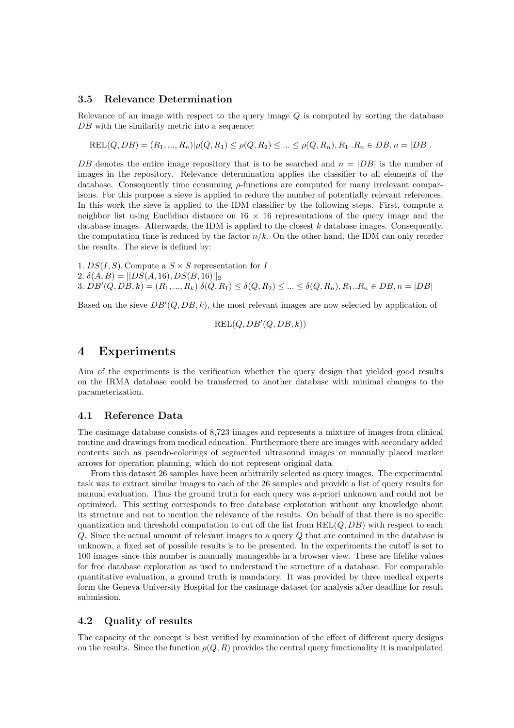### 3.5 Relevance Determination

Relevance of an image with respect to the query image $Q$ is computed by sorting the database $DB$ with the similarity metric into a sequence:

$$\text{REL}(Q, DB) = (R_1, ..., R_n) | \rho(Q, R_1) \leq \rho(Q, R_2) \leq ... \leq \rho(Q, R_n), R_1..R_n \in DB, n = |DB|.$$

$DB$ denotes the entire image repository that is to be searched and $n = |DB|$ is the number of images in the repository. Relevance determination applies the classifier to all elements of the database. Consequently time consuming $\rho$-functions are computed for many irrelevant comparisons. For this purpose a sieve is applied to reduce the number of potentially relevant references. In this work the sieve is applied to the IDM classifier by the following steps. First, compute a neighbor list using Euclidian distance on $16 \times 16$ representations of the query image and the database images. Afterwards, the IDM is applied to the closest $k$ database images. Consequently, the computation time is reduced by the factor $n/k$. On the other hand, the IDM can only reorder the results. The sieve is defined by:

1. $DS(I, S)$, Compute a $S \times S$ representation for $I$
2. $\delta(A, B) = ||DS(A, 16), DS(B, 16)||_2$
3. $DB'(Q, DB, k) = (R_1, ..., R_k) | \delta(Q, R_1) \leq \delta(Q, R_2) \leq ... \leq \delta(Q, R_n), R_1..R_n \in DB, n = |DB|$

Based on the sieve $DB'(Q, DB, k)$, the most relevant images are now selected by application of

$$\text{REL}(Q, DB'(Q, DB, k))$$

# 4 Experiments

Aim of the experiments is the verification whether the query design that yielded good results on the IRMA database could be transferred to another database with minimal changes to the parameterization.

### 4.1 Reference Data

The casimage database consists of 8,723 images and represents a mixture of images from clinical routine and drawings from medical education. Furthermore there are images with secondary added contents such as pseudo-colorings of segmented ultrasound images or manually placed marker arrows for operation planning, which do not represent original data.

From this dataset 26 samples have been arbitrarily selected as query images. The experimental task was to extract similar images to each of the 26 samples and provide a list of query results for manual evaluation. Thus the ground truth for each query was a-priori unknown and could not be optimized. This setting corresponds to free database exploration without any knowledge about its structure and not to mention the relevance of the results. On behalf of that there is no specific quantization and threshold computation to cut off the list from $\text{REL}(Q, DB)$ with respect to each $Q$. Since the actual amount of relevant images to a query $Q$ that are contained in the database is unknown, a fixed set of possible results is to be presented. In the experiments the cutoff is set to 100 images since this number is manually manageable in a browser view. These are lifelike values for free database exploration as used to understand the structure of a database. For comparable quantitative evaluation, a ground truth is mandatory. It was provided by three medical experts form the Geneva University Hospital for the casimage dataset for analysis after deadline for result submission.

### 4.2 Quality of results

The capacity of the concept is best verified by examination of the effect of different query designs on the results. Since the function $\rho(Q, R)$ provides the central query functionality it is manipulated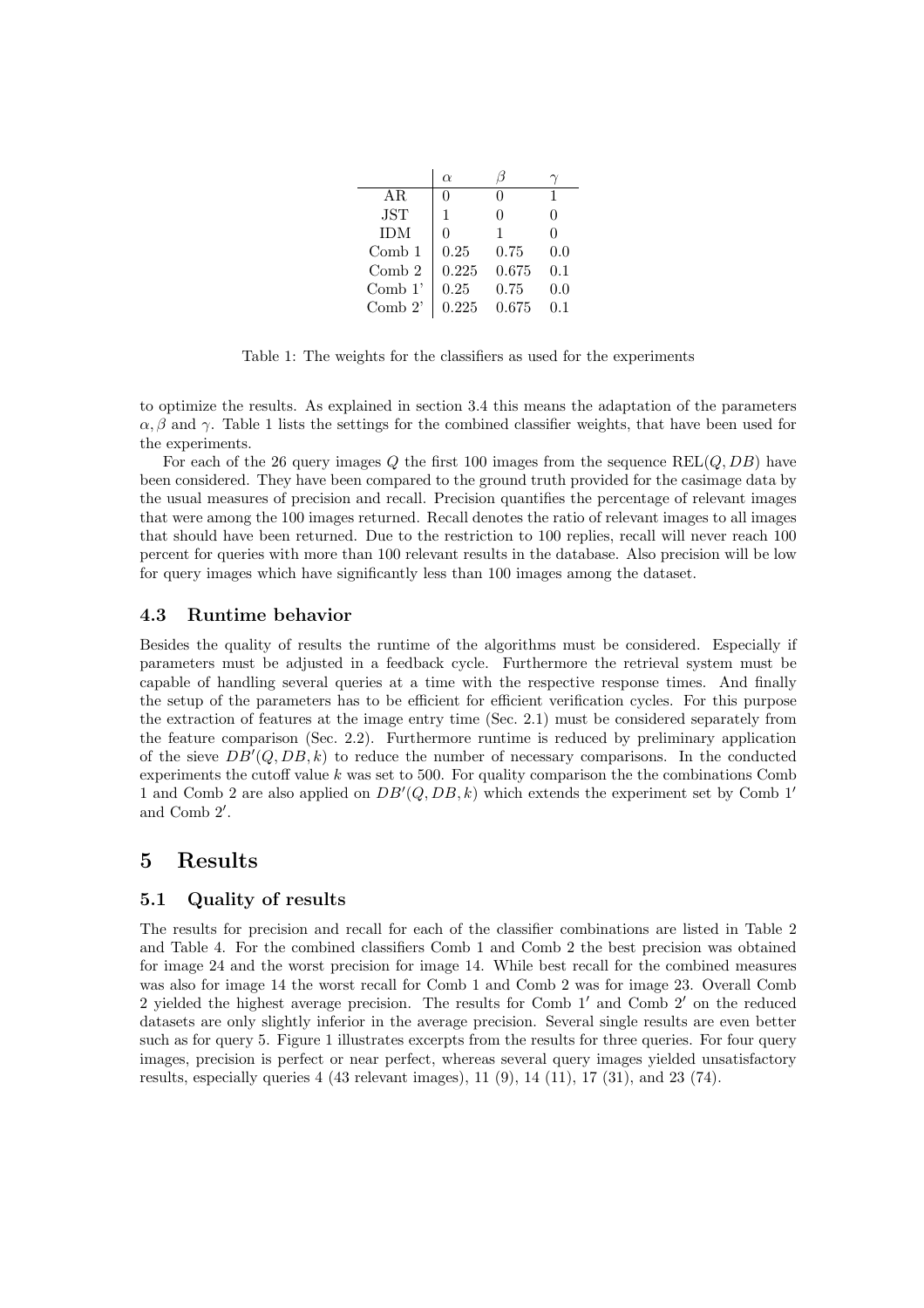| | $\alpha$ | $\beta$ | $\gamma$ |
|---|---|---|---|
| AR | 0 | 0 | 1 |
| JST | 1 | 0 | 0 |
| IDM | 0 | 1 | 0 |
| Comb 1 | 0.25 | 0.75 | 0.0 |
| Comb 2 | 0.225 | 0.675 | 0.1 |
| Comb 1' | 0.25 | 0.75 | 0.0 |
| Comb 2' | 0.225 | 0.675 | 0.1 |

Table 1: The weights for the classifiers as used for the experiments

to optimize the results. As explained in section 3.4 this means the adaptation of the parameters $\alpha, \beta$ and $\gamma$. Table 1 lists the settings for the combined classifier weights, that have been used for the experiments.

For each of the 26 query images $Q$ the first 100 images from the sequence $\mathrm{REL}(Q, DB)$ have been considered. They have been compared to the ground truth provided for the casimage data by the usual measures of precision and recall. Precision quantifies the percentage of relevant images that were among the 100 images returned. Recall denotes the ratio of relevant images to all images that should have been returned. Due to the restriction to 100 replies, recall will never reach 100 percent for queries with more than 100 relevant results in the database. Also precision will be low for query images which have significantly less than 100 images among the dataset.

### 4.3 Runtime behavior

Besides the quality of results the runtime of the algorithms must be considered. Especially if parameters must be adjusted in a feedback cycle. Furthermore the retrieval system must be capable of handling several queries at a time with the respective response times. And finally the setup of the parameters has to be efficient for efficient verification cycles. For this purpose the extraction of features at the image entry time (Sec. 2.1) must be considered separately from the feature comparison (Sec. 2.2). Furthermore runtime is reduced by preliminary application of the sieve $DB'(Q, DB, k)$ to reduce the number of necessary comparisons. In the conducted experiments the cutoff value $k$ was set to 500. For quality comparison the the combinations Comb 1 and Comb 2 are also applied on $DB'(Q, DB, k)$ which extends the experiment set by Comb $1'$ and Comb $2'$.

## 5 Results

### 5.1 Quality of results

The results for precision and recall for each of the classifier combinations are listed in Table 2 and Table 4. For the combined classifiers Comb 1 and Comb 2 the best precision was obtained for image 24 and the worst precision for image 14. While best recall for the combined measures was also for image 14 the worst recall for Comb 1 and Comb 2 was for image 23. Overall Comb 2 yielded the highest average precision. The results for Comb $1'$ and Comb $2'$ on the reduced datasets are only slightly inferior in the average precision. Several single results are even better such as for query 5. Figure 1 illustrates excerpts from the results for three queries. For four query images, precision is perfect or near perfect, whereas several query images yielded unsatisfactory results, especially queries 4 (43 relevant images), 11 (9), 14 (11), 17 (31), and 23 (74).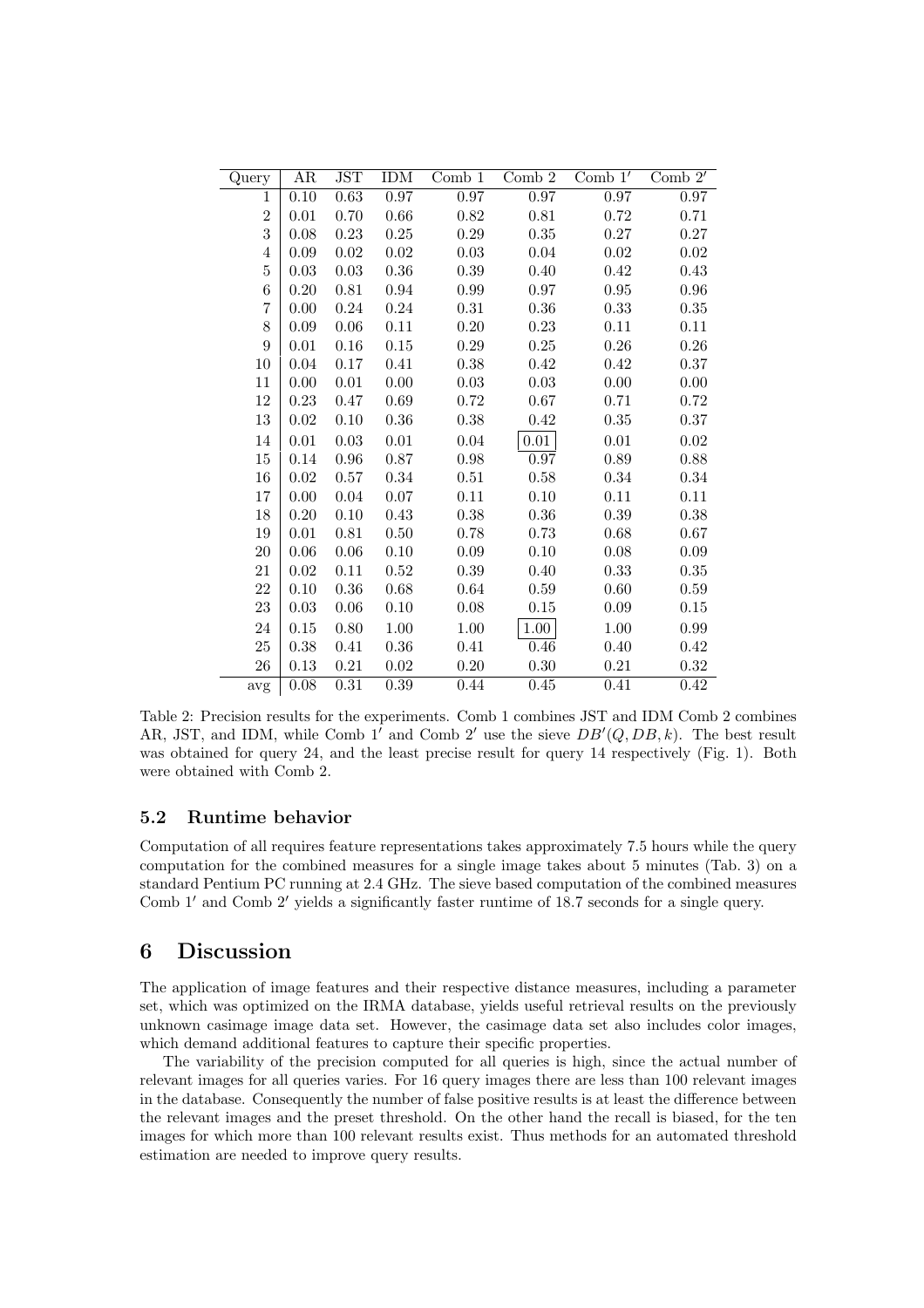| Query | AR | JST | IDM | Comb 1 | Comb 2 | Comb $1'$ | Comb $2'$ |
|---|---|---|---|---|---|---|---|
| 1 | 0.10 | 0.63 | 0.97 | 0.97 | 0.97 | 0.97 | 0.97 |
| 2 | 0.01 | 0.70 | 0.66 | 0.82 | 0.81 | 0.72 | 0.71 |
| 3 | 0.08 | 0.23 | 0.25 | 0.29 | 0.35 | 0.27 | 0.27 |
| 4 | 0.09 | 0.02 | 0.02 | 0.03 | 0.04 | 0.02 | 0.02 |
| 5 | 0.03 | 0.03 | 0.36 | 0.39 | 0.40 | 0.42 | 0.43 |
| 6 | 0.20 | 0.81 | 0.94 | 0.99 | 0.97 | 0.95 | 0.96 |
| 7 | 0.00 | 0.24 | 0.24 | 0.31 | 0.36 | 0.33 | 0.35 |
| 8 | 0.09 | 0.06 | 0.11 | 0.20 | 0.23 | 0.11 | 0.11 |
| 9 | 0.01 | 0.16 | 0.15 | 0.29 | 0.25 | 0.26 | 0.26 |
| 10 | 0.04 | 0.17 | 0.41 | 0.38 | 0.42 | 0.42 | 0.37 |
| 11 | 0.00 | 0.01 | 0.00 | 0.03 | 0.03 | 0.00 | 0.00 |
| 12 | 0.23 | 0.47 | 0.69 | 0.72 | 0.67 | 0.71 | 0.72 |
| 13 | 0.02 | 0.10 | 0.36 | 0.38 | 0.42 | 0.35 | 0.37 |
| 14 | 0.01 | 0.03 | 0.01 | 0.04 | 0.01 | 0.01 | 0.02 |
| 15 | 0.14 | 0.96 | 0.87 | 0.98 | 0.97 | 0.89 | 0.88 |
| 16 | 0.02 | 0.57 | 0.34 | 0.51 | 0.58 | 0.34 | 0.34 |
| 17 | 0.00 | 0.04 | 0.07 | 0.11 | 0.10 | 0.11 | 0.11 |
| 18 | 0.20 | 0.10 | 0.43 | 0.38 | 0.36 | 0.39 | 0.38 |
| 19 | 0.01 | 0.81 | 0.50 | 0.78 | 0.73 | 0.68 | 0.67 |
| 20 | 0.06 | 0.06 | 0.10 | 0.09 | 0.10 | 0.08 | 0.09 |
| 21 | 0.02 | 0.11 | 0.52 | 0.39 | 0.40 | 0.33 | 0.35 |
| 22 | 0.10 | 0.36 | 0.68 | 0.64 | 0.59 | 0.60 | 0.59 |
| 23 | 0.03 | 0.06 | 0.10 | 0.08 | 0.15 | 0.09 | 0.15 |
| 24 | 0.15 | 0.80 | 1.00 | 1.00 | 1.00 | 1.00 | 0.99 |
| 25 | 0.38 | 0.41 | 0.36 | 0.41 | 0.46 | 0.40 | 0.42 |
| 26 | 0.13 | 0.21 | 0.02 | 0.20 | 0.30 | 0.21 | 0.32 |
| avg | 0.08 | 0.31 | 0.39 | 0.44 | 0.45 | 0.41 | 0.42 |

Table 2: Precision results for the experiments. Comb 1 combines JST and IDM Comb 2 combines AR, JST, and IDM, while Comb $1'$ and Comb $2'$ use the sieve $DB'(Q, DB, k)$. The best result was obtained for query 24, and the least precise result for query 14 respectively (Fig. 1). Both were obtained with Comb 2.

### 5.2 Runtime behavior

Computation of all requires feature representations takes approximately 7.5 hours while the query computation for the combined measures for a single image takes about 5 minutes (Tab. 3) on a standard Pentium PC running at 2.4 GHz. The sieve based computation of the combined measures Comb $1'$ and Comb $2'$ yields a significantly faster runtime of 18.7 seconds for a single query.

## 6 Discussion

The application of image features and their respective distance measures, including a parameter set, which was optimized on the IRMA database, yields useful retrieval results on the previously unknown casimage image data set. However, the casimage data set also includes color images, which demand additional features to capture their specific properties.

The variability of the precision computed for all queries is high, since the actual number of relevant images for all queries varies. For 16 query images there are less than 100 relevant images in the database. Consequently the number of false positive results is at least the difference between the relevant images and the preset threshold. On the other hand the recall is biased, for the ten images for which more than 100 relevant results exist. Thus methods for an automated threshold estimation are needed to improve query results.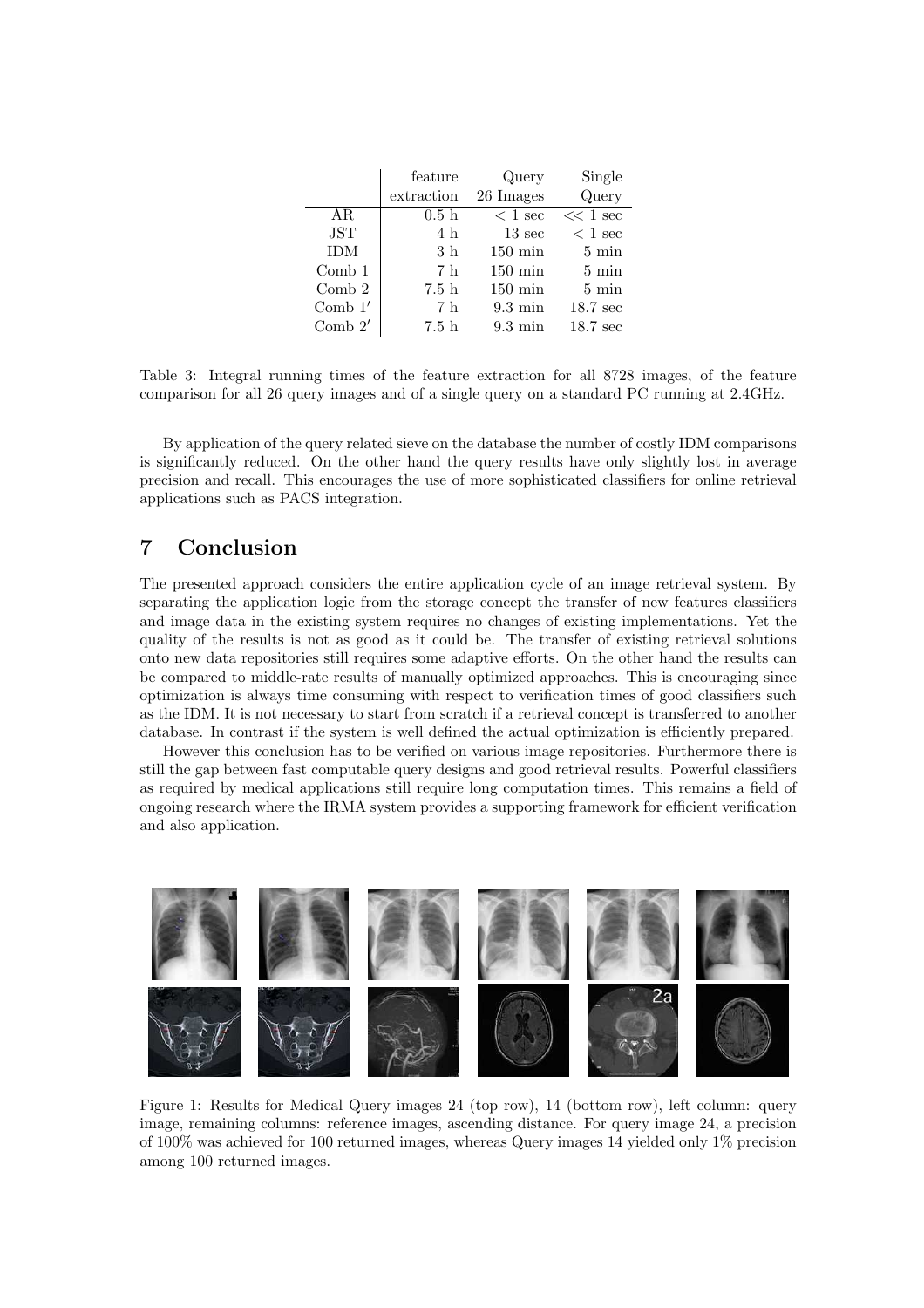| | feature extraction | Query 26 Images | Single Query |
|---|---|---|---|
| AR | 0.5 h | < 1 sec | << 1 sec |
| JST | 4 h | 13 sec | < 1 sec |
| IDM | 3 h | 150 min | 5 min |
| Comb 1 | 7 h | 150 min | 5 min |
| Comb 2 | 7.5 h | 150 min | 5 min |
| Comb $1'$ | 7 h | 9.3 min | 18.7 sec |
| Comb $2'$ | 7.5 h | 9.3 min | 18.7 sec |

Table 3: Integral running times of the feature extraction for all 8728 images, of the feature comparison for all 26 query images and of a single query on a standard PC running at 2.4GHz.

By application of the query related sieve on the database the number of costly IDM comparisons is significantly reduced. On the other hand the query results have only slightly lost in average precision and recall. This encourages the use of more sophisticated classifiers for online retrieval applications such as PACS integration.

## 7 Conclusion

The presented approach considers the entire application cycle of an image retrieval system. By separating the application logic from the storage concept the transfer of new features classifiers and image data in the existing system requires no changes of existing implementations. Yet the quality of the results is not as good as it could be. The transfer of existing retrieval solutions onto new data repositories still requires some adaptive efforts. On the other hand the results can be compared to middle-rate results of manually optimized approaches. This is encouraging since optimization is always time consuming with respect to verification times of good classifiers such as the IDM. It is not necessary to start from scratch if a retrieval concept is transferred to another database. In contrast if the system is well defined the actual optimization is efficiently prepared.

However this conclusion has to be verified on various image repositories. Furthermore there is still the gap between fast computable query designs and good retrieval results. Powerful classifiers as required by medical applications still require long computation times. This remains a field of ongoing research where the IRMA system provides a supporting framework for efficient verification and also application.

Figure 1: Results for Medical Query images 24 (top row), 14 (bottom row), left column: query image, remaining columns: reference images, ascending distance. For query image 24, a precision of 100% was achieved for 100 returned images, whereas Query images 14 yielded only 1% precision among 100 returned images.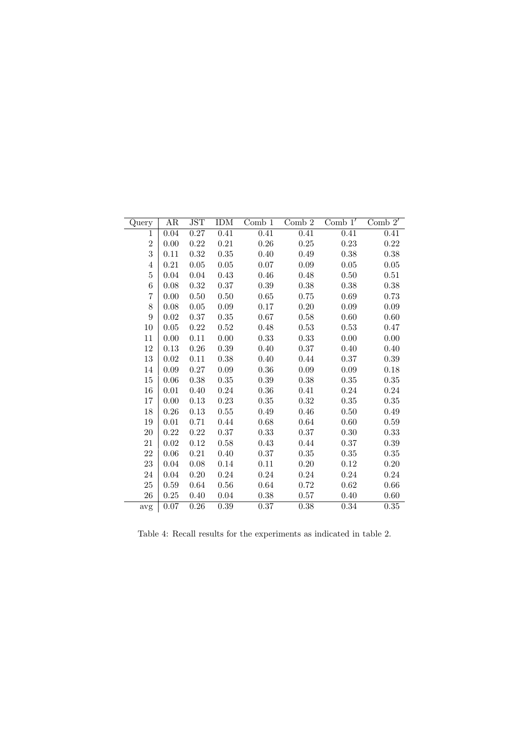| Query | AR | JST | IDM | Comb 1 | Comb 2 | Comb $1'$ | Comb $2'$ |
|---|---|---|---|---|---|---|---|
| 1 | 0.04 | 0.27 | 0.41 | 0.41 | 0.41 | 0.41 | 0.41 |
| 2 | 0.00 | 0.22 | 0.21 | 0.26 | 0.25 | 0.23 | 0.22 |
| 3 | 0.11 | 0.32 | 0.35 | 0.40 | 0.49 | 0.38 | 0.38 |
| 4 | 0.21 | 0.05 | 0.05 | 0.07 | 0.09 | 0.05 | 0.05 |
| 5 | 0.04 | 0.04 | 0.43 | 0.46 | 0.48 | 0.50 | 0.51 |
| 6 | 0.08 | 0.32 | 0.37 | 0.39 | 0.38 | 0.38 | 0.38 |
| 7 | 0.00 | 0.50 | 0.50 | 0.65 | 0.75 | 0.69 | 0.73 |
| 8 | 0.08 | 0.05 | 0.09 | 0.17 | 0.20 | 0.09 | 0.09 |
| 9 | 0.02 | 0.37 | 0.35 | 0.67 | 0.58 | 0.60 | 0.60 |
| 10 | 0.05 | 0.22 | 0.52 | 0.48 | 0.53 | 0.53 | 0.47 |
| 11 | 0.00 | 0.11 | 0.00 | 0.33 | 0.33 | 0.00 | 0.00 |
| 12 | 0.13 | 0.26 | 0.39 | 0.40 | 0.37 | 0.40 | 0.40 |
| 13 | 0.02 | 0.11 | 0.38 | 0.40 | 0.44 | 0.37 | 0.39 |
| 14 | 0.09 | 0.27 | 0.09 | 0.36 | 0.09 | 0.09 | 0.18 |
| 15 | 0.06 | 0.38 | 0.35 | 0.39 | 0.38 | 0.35 | 0.35 |
| 16 | 0.01 | 0.40 | 0.24 | 0.36 | 0.41 | 0.24 | 0.24 |
| 17 | 0.00 | 0.13 | 0.23 | 0.35 | 0.32 | 0.35 | 0.35 |
| 18 | 0.26 | 0.13 | 0.55 | 0.49 | 0.46 | 0.50 | 0.49 |
| 19 | 0.01 | 0.71 | 0.44 | 0.68 | 0.64 | 0.60 | 0.59 |
| 20 | 0.22 | 0.22 | 0.37 | 0.33 | 0.37 | 0.30 | 0.33 |
| 21 | 0.02 | 0.12 | 0.58 | 0.43 | 0.44 | 0.37 | 0.39 |
| 22 | 0.06 | 0.21 | 0.40 | 0.37 | 0.35 | 0.35 | 0.35 |
| 23 | 0.04 | 0.08 | 0.14 | 0.11 | 0.20 | 0.12 | 0.20 |
| 24 | 0.04 | 0.20 | 0.24 | 0.24 | 0.24 | 0.24 | 0.24 |
| 25 | 0.59 | 0.64 | 0.56 | 0.64 | 0.72 | 0.62 | 0.66 |
| 26 | 0.25 | 0.40 | 0.04 | 0.38 | 0.57 | 0.40 | 0.60 |
| avg | 0.07 | 0.26 | 0.39 | 0.37 | 0.38 | 0.34 | 0.35 |

Table 4: Recall results for the experiments as indicated in table 2.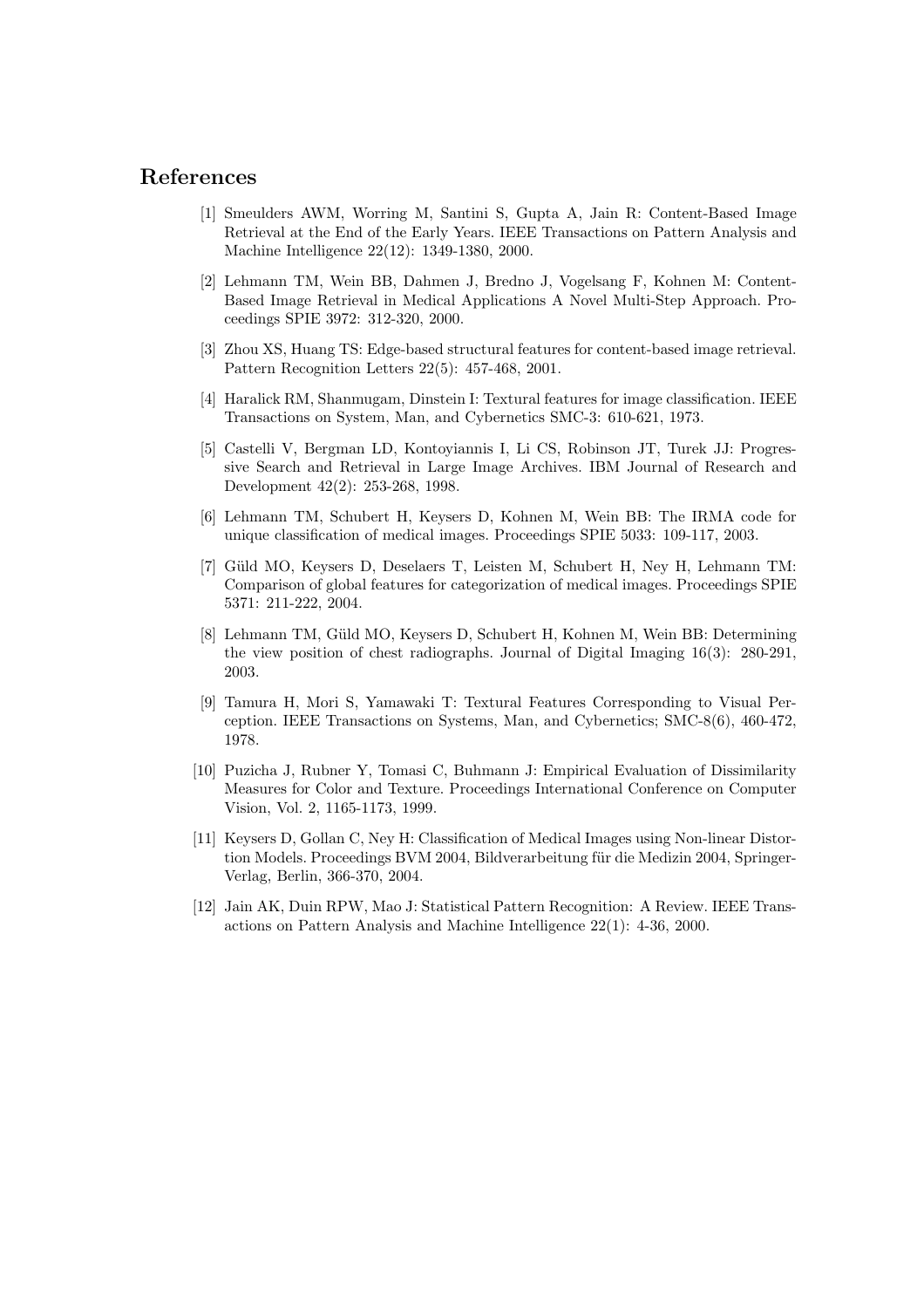## References

[1] Smeulders AWM, Worring M, Santini S, Gupta A, Jain R: Content-Based Image Retrieval at the End of the Early Years. IEEE Transactions on Pattern Analysis and Machine Intelligence 22(12): 1349-1380, 2000.

[2] Lehmann TM, Wein BB, Dahmen J, Bredno J, Vogelsang F, Kohnen M: Content-Based Image Retrieval in Medical Applications A Novel Multi-Step Approach. Proceedings SPIE 3972: 312-320, 2000.

[3] Zhou XS, Huang TS: Edge-based structural features for content-based image retrieval. Pattern Recognition Letters 22(5): 457-468, 2001.

[4] Haralick RM, Shanmugam, Dinstein I: Textural features for image classification. IEEE Transactions on System, Man, and Cybernetics SMC-3: 610-621, 1973.

[5] Castelli V, Bergman LD, Kontoyiannis I, Li CS, Robinson JT, Turek JJ: Progressive Search and Retrieval in Large Image Archives. IBM Journal of Research and Development 42(2): 253-268, 1998.

[6] Lehmann TM, Schubert H, Keysers D, Kohnen M, Wein BB: The IRMA code for unique classification of medical images. Proceedings SPIE 5033: 109-117, 2003.

[7] Güld MO, Keysers D, Deselaers T, Leisten M, Schubert H, Ney H, Lehmann TM: Comparison of global features for categorization of medical images. Proceedings SPIE 5371: 211-222, 2004.

[8] Lehmann TM, Güld MO, Keysers D, Schubert H, Kohnen M, Wein BB: Determining the view position of chest radiographs. Journal of Digital Imaging 16(3): 280-291, 2003.

[9] Tamura H, Mori S, Yamawaki T: Textural Features Corresponding to Visual Perception. IEEE Transactions on Systems, Man, and Cybernetics; SMC-8(6), 460-472, 1978.

[10] Puzicha J, Rubner Y, Tomasi C, Buhmann J: Empirical Evaluation of Dissimilarity Measures for Color and Texture. Proceedings International Conference on Computer Vision, Vol. 2, 1165-1173, 1999.

[11] Keysers D, Gollan C, Ney H: Classification of Medical Images using Non-linear Distortion Models. Proceedings BVM 2004, Bildverarbeitung für die Medizin 2004, Springer-Verlag, Berlin, 366-370, 2004.

[12] Jain AK, Duin RPW, Mao J: Statistical Pattern Recognition: A Review. IEEE Transactions on Pattern Analysis and Machine Intelligence 22(1): 4-36, 2000.